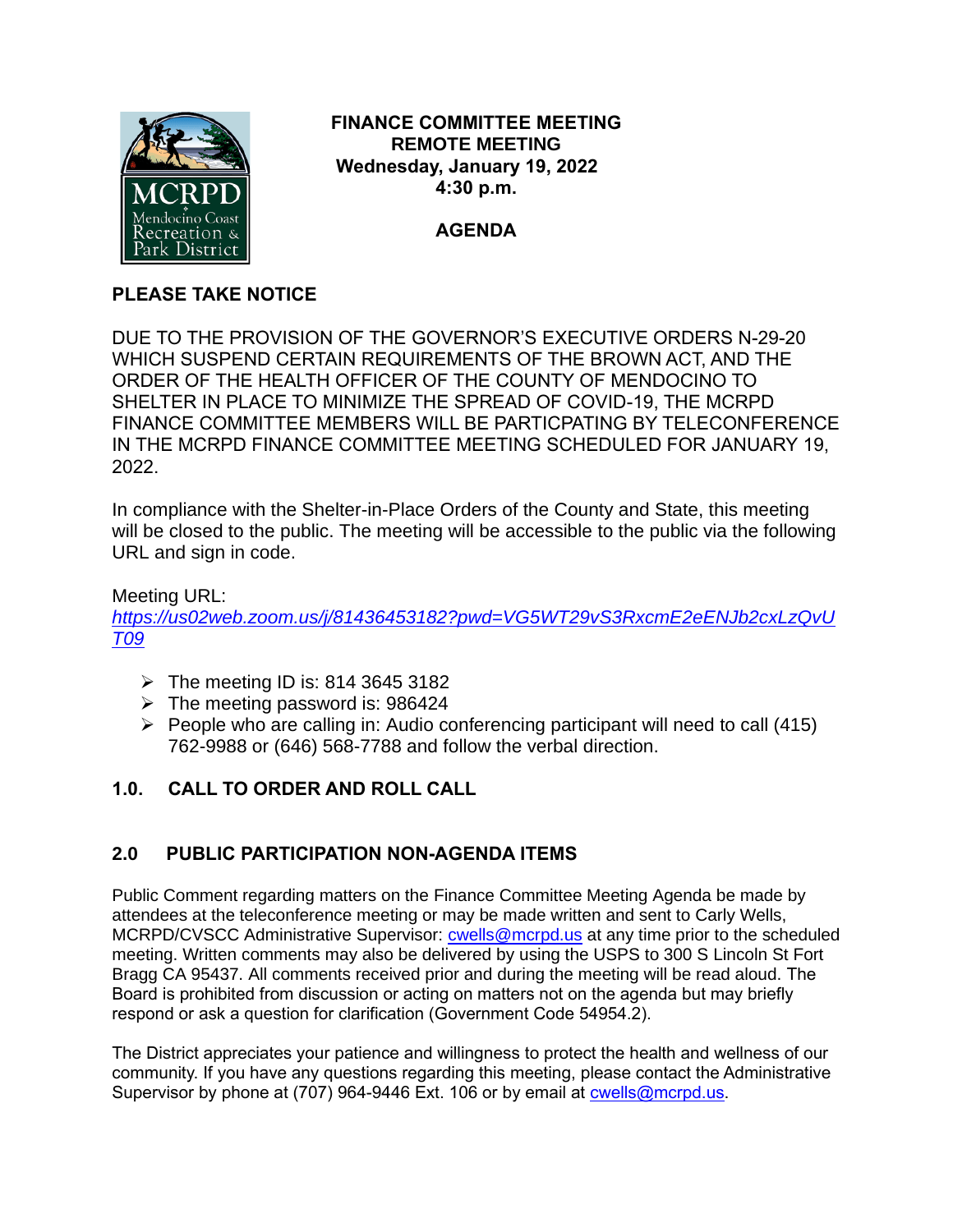MCRPD
Mendocino Coast
Recreation &
Park District

# FINANCE COMMITTEE MEETING
## REMOTE MEETING
**Wednesday, January 19, 2022**
**4:30 p.m.**

## AGENDA

**PLEASE TAKE NOTICE**

DUE TO THE PROVISION OF THE GOVERNOR'S EXECUTIVE ORDERS N-29-20 WHICH SUSPEND CERTAIN REQUIREMENTS OF THE BROWN ACT, AND THE ORDER OF THE HEALTH OFFICER OF THE COUNTY OF MENDOCINO TO SHELTER IN PLACE TO MINIMIZE THE SPREAD OF COVID-19, THE MCRPD FINANCE COMMITTEE MEMBERS WILL BE PARTICPATING BY TELECONFERENCE IN THE MCRPD FINANCE COMMITTEE MEETING SCHEDULED FOR JANUARY 19, 2022.

In compliance with the Shelter-in-Place Orders of the County and State, this meeting will be closed to the public. The meeting will be accessible to the public via the following URL and sign in code.

Meeting URL:
*https://us02web.zoom.us/j/81436453182?pwd=VG5WT29vS3RxcmE2eENJb2cxLzQvUT09*

- The meeting ID is: 814 3645 3182
- The meeting password is: 986424
- People who are calling in: Audio conferencing participant will need to call (415) 762-9988 or (646) 568-7788 and follow the verbal direction.

### 1.0. CALL TO ORDER AND ROLL CALL

### 2.0 PUBLIC PARTICIPATION NON-AGENDA ITEMS

Public Comment regarding matters on the Finance Committee Meeting Agenda be made by attendees at the teleconference meeting or may be made written and sent to Carly Wells, MCRPD/CVSCC Administrative Supervisor: cwells@mcrpd.us at any time prior to the scheduled meeting. Written comments may also be delivered by using the USPS to 300 S Lincoln St Fort Bragg CA 95437. All comments received prior and during the meeting will be read aloud. The Board is prohibited from discussion or acting on matters not on the agenda but may briefly respond or ask a question for clarification (Government Code 54954.2).

The District appreciates your patience and willingness to protect the health and wellness of our community. If you have any questions regarding this meeting, please contact the Administrative Supervisor by phone at (707) 964-9446 Ext. 106 or by email at cwells@mcrpd.us.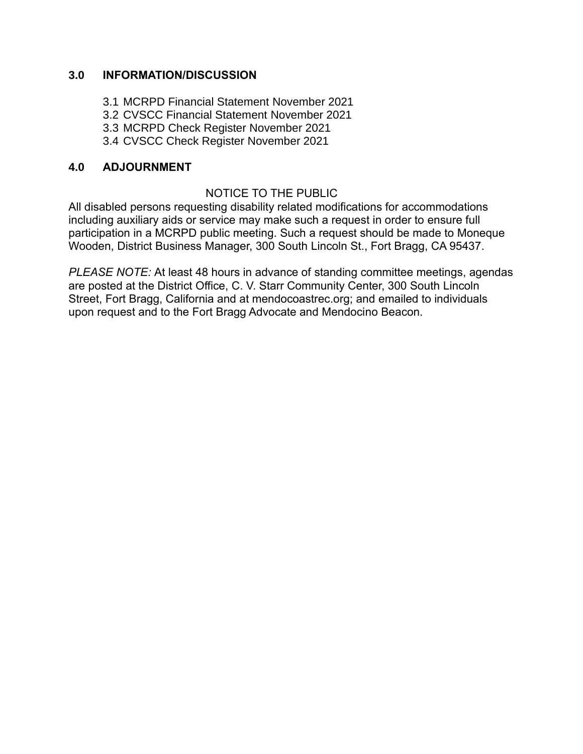## 3.0 INFORMATION/DISCUSSION

3.1 MCRPD Financial Statement November 2021
3.2 CVSCC Financial Statement November 2021
3.3 MCRPD Check Register November 2021
3.4 CVSCC Check Register November 2021

## 4.0 ADJOURNMENT

NOTICE TO THE PUBLIC

All disabled persons requesting disability related modifications for accommodations including auxiliary aids or service may make such a request in order to ensure full participation in a MCRPD public meeting. Such a request should be made to Moneque Wooden, District Business Manager, 300 South Lincoln St., Fort Bragg, CA 95437.

*PLEASE NOTE:* At least 48 hours in advance of standing committee meetings, agendas are posted at the District Office, C. V. Starr Community Center, 300 South Lincoln Street, Fort Bragg, California and at mendocoastrec.org; and emailed to individuals upon request and to the Fort Bragg Advocate and Mendocino Beacon.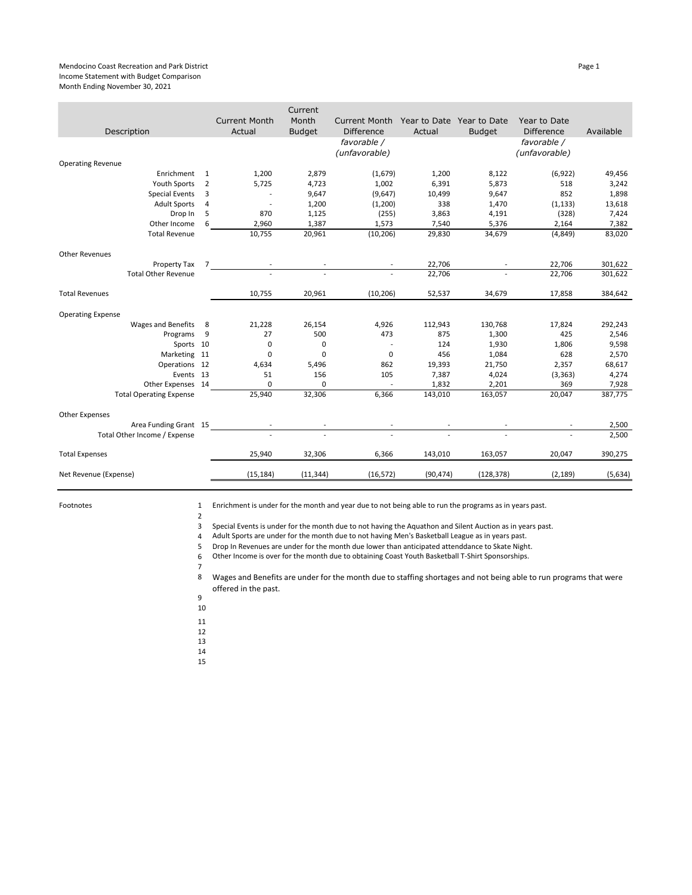Mendocino Coast Recreation and Park District
Income Statement with Budget Comparison
Month Ending November 30, 2021

| Description | | Current Month Actual | Current Month Budget | Current Month Difference *favorable / (unfavorable)* | Year to Date Actual | Year to Date Budget | Year to Date Difference *favorable / (unfavorable)* | Available |
|---|---|---|---|---|---|---|---|---|
| Operating Revenue | | | | | | | | |
| Enrichment | 1 | 1,200 | 2,879 | (1,679) | 1,200 | 8,122 | (6,922) | 49,456 |
| Youth Sports | 2 | 5,725 | 4,723 | 1,002 | 6,391 | 5,873 | 518 | 3,242 |
| Special Events | 3 | - | 9,647 | (9,647) | 10,499 | 9,647 | 852 | 1,898 |
| Adult Sports | 4 | - | 1,200 | (1,200) | 338 | 1,470 | (1,133) | 13,618 |
| Drop In | 5 | 870 | 1,125 | (255) | 3,863 | 4,191 | (328) | 7,424 |
| Other Income | 6 | 2,960 | 1,387 | 1,573 | 7,540 | 5,376 | 2,164 | 7,382 |
| Total Revenue | | 10,755 | 20,961 | (10,206) | 29,830 | 34,679 | (4,849) | 83,020 |
| Other Revenues | | | | | | | | |
| Property Tax | 7 | - | - | - | 22,706 | - | 22,706 | 301,622 |
| Total Other Revenue | | - | - | - | 22,706 | - | 22,706 | 301,622 |
| Total Revenues | | 10,755 | 20,961 | (10,206) | 52,537 | 34,679 | 17,858 | 384,642 |
| Operating Expense | | | | | | | | |
| Wages and Benefits | 8 | 21,228 | 26,154 | 4,926 | 112,943 | 130,768 | 17,824 | 292,243 |
| Programs | 9 | 27 | 500 | 473 | 875 | 1,300 | 425 | 2,546 |
| Sports | 10 | 0 | 0 | - | 124 | 1,930 | 1,806 | 9,598 |
| Marketing | 11 | 0 | 0 | 0 | 456 | 1,084 | 628 | 2,570 |
| Operations | 12 | 4,634 | 5,496 | 862 | 19,393 | 21,750 | 2,357 | 68,617 |
| Events | 13 | 51 | 156 | 105 | 7,387 | 4,024 | (3,363) | 4,274 |
| Other Expenses | 14 | 0 | 0 | - | 1,832 | 2,201 | 369 | 7,928 |
| Total Operating Expense | | 25,940 | 32,306 | 6,366 | 143,010 | 163,057 | 20,047 | 387,775 |
| Other Expenses | | | | | | | | |
| Area Funding Grant | 15 | - | - | - | - | - | - | 2,500 |
| Total Other Income / Expense | | - | - | - | - | - | - | 2,500 |
| Total Expenses | | 25,940 | 32,306 | 6,366 | 143,010 | 163,057 | 20,047 | 390,275 |
| Net Revenue (Expense) | | (15,184) | (11,344) | (16,572) | (90,474) | (128,378) | (2,189) | (5,634) |

Footnotes

1. Enrichment is under for the month and year due to not being able to run the programs as in years past.
2. 
3. Special Events is under for the month due to not having the Aquathon and Silent Auction as in years past.
4. Adult Sports are under for the month due to not having Men's Basketball League as in years past.
5. Drop In Revenues are under for the month due lower than anticipated attenddance to Skate Night.
6. Other Income is over for the month due to obtaining Coast Youth Basketball T-Shirt Sponsorships.
7. 
8. Wages and Benefits are under for the month due to staffing shortages and not being able to run programs that were offered in the past.
9. 
10. 
11. 
12. 
13. 
14. 
15.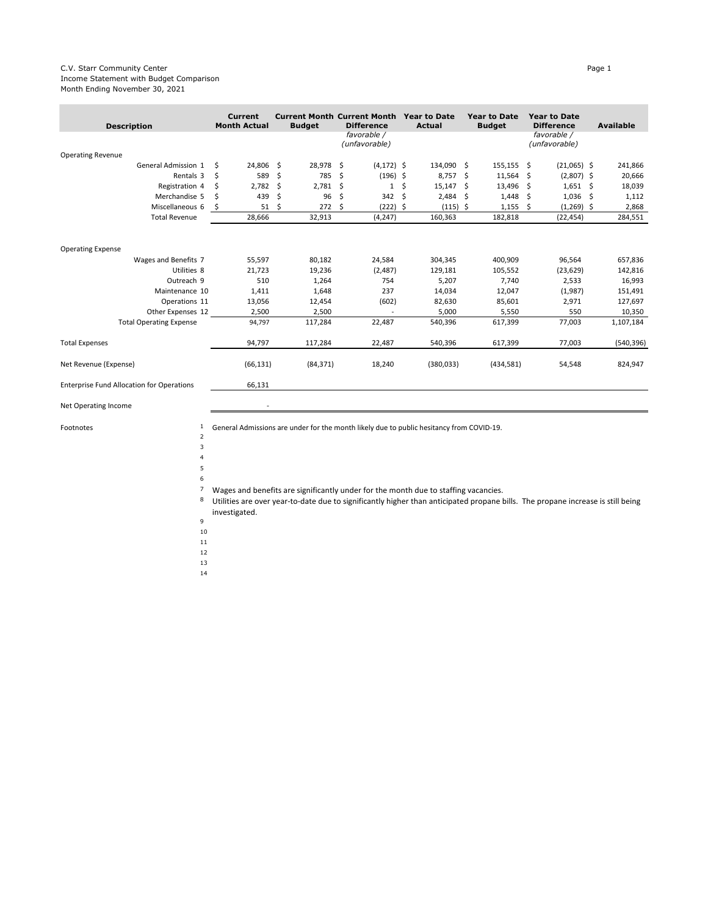C.V. Starr Community Center
Income Statement with Budget Comparison
Month Ending November 30, 2021

| Description | Current Month Actual | Current Month Budget | Current Month Difference *favorable / (unfavorable)* | Year to Date Actual | Year to Date Budget | Year to Date Difference *favorable / (unfavorable)* | Available |
|---|---|---|---|---|---|---|---|
| Operating Revenue | | | | | | | |
| General Admission 1 | $ 24,806 | $ 28,978 | $ (4,172) | $ 134,090 | $ 155,155 | $ (21,065) | $ 241,866 |
| Rentals 3 | $ 589 | $ 785 | $ (196) | $ 8,757 | $ 11,564 | $ (2,807) | $ 20,666 |
| Registration 4 | $ 2,782 | $ 2,781 | $ 1 | $ 15,147 | $ 13,496 | $ 1,651 | $ 18,039 |
| Merchandise 5 | $ 439 | $ 96 | $ 342 | $ 2,484 | $ 1,448 | $ 1,036 | $ 1,112 |
| Miscellaneous 6 | $ 51 | $ 272 | $ (222) | $ (115) | $ 1,155 | $ (1,269) | $ 2,868 |
| Total Revenue | 28,666 | 32,913 | (4,247) | 160,363 | 182,818 | (22,454) | 284,551 |
| Operating Expense | | | | | | | |
| Wages and Benefits 7 | 55,597 | 80,182 | 24,584 | 304,345 | 400,909 | 96,564 | 657,836 |
| Utilities 8 | 21,723 | 19,236 | (2,487) | 129,181 | 105,552 | (23,629) | 142,816 |
| Outreach 9 | 510 | 1,264 | 754 | 5,207 | 7,740 | 2,533 | 16,993 |
| Maintenance 10 | 1,411 | 1,648 | 237 | 14,034 | 12,047 | (1,987) | 151,491 |
| Operations 11 | 13,056 | 12,454 | (602) | 82,630 | 85,601 | 2,971 | 127,697 |
| Other Expenses 12 | 2,500 | 2,500 | - | 5,000 | 5,550 | 550 | 10,350 |
| Total Operating Expense | 94,797 | 117,284 | 22,487 | 540,396 | 617,399 | 77,003 | 1,107,184 |
| Total Expenses | 94,797 | 117,284 | 22,487 | 540,396 | 617,399 | 77,003 | (540,396) |
| Net Revenue (Expense) | (66,131) | (84,371) | 18,240 | (380,033) | (434,581) | 54,548 | 824,947 |
| Enterprise Fund Allocation for Operations | 66,131 | | | | | | |
| Net Operating Income | - | | | | | | |

Footnotes

1. General Admissions are under for the month likely due to public hesitancy from COVID-19.
2. 
3. 
4. 
5. 
6. 
7. Wages and benefits are significantly under for the month due to staffing vacancies.
8. Utilities are over year-to-date due to significantly higher than anticipated propane bills. The propane increase is still being investigated.
9. 
10. 
11. 
12. 
13. 
14.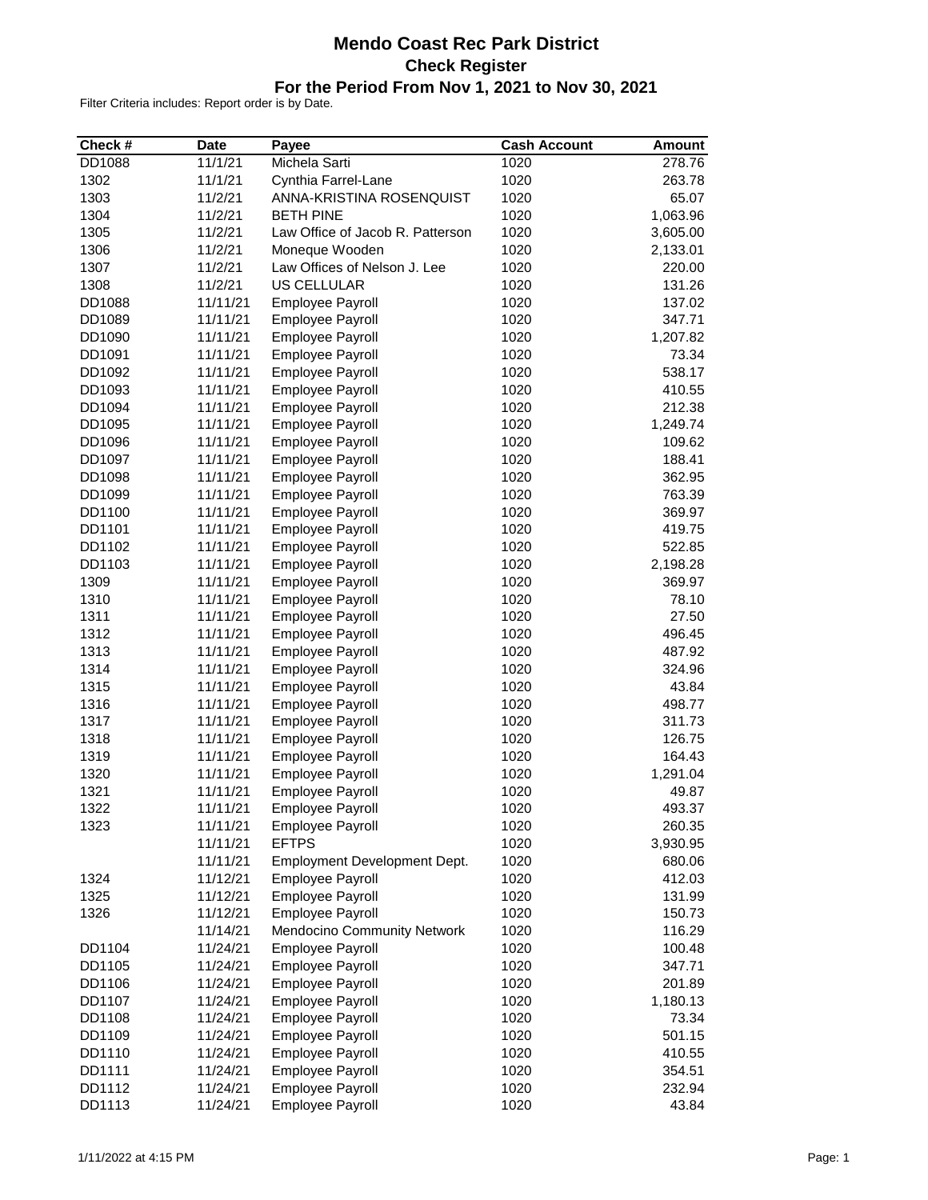# Mendo Coast Rec Park District

## Check Register

### For the Period From Nov 1, 2021 to Nov 30, 2021

Filter Criteria includes: Report order is by Date.

| Check # | Date | Payee | Cash Account | Amount |
|---|---|---|---|---|
| DD1088 | 11/1/21 | Michela Sarti | 1020 | 278.76 |
| 1302 | 11/1/21 | Cynthia Farrel-Lane | 1020 | 263.78 |
| 1303 | 11/2/21 | ANNA-KRISTINA ROSENQUIST | 1020 | 65.07 |
| 1304 | 11/2/21 | BETH PINE | 1020 | 1,063.96 |
| 1305 | 11/2/21 | Law Office of Jacob R. Patterson | 1020 | 3,605.00 |
| 1306 | 11/2/21 | Moneque Wooden | 1020 | 2,133.01 |
| 1307 | 11/2/21 | Law Offices of Nelson J. Lee | 1020 | 220.00 |
| 1308 | 11/2/21 | US CELLULAR | 1020 | 131.26 |
| DD1088 | 11/11/21 | Employee Payroll | 1020 | 137.02 |
| DD1089 | 11/11/21 | Employee Payroll | 1020 | 347.71 |
| DD1090 | 11/11/21 | Employee Payroll | 1020 | 1,207.82 |
| DD1091 | 11/11/21 | Employee Payroll | 1020 | 73.34 |
| DD1092 | 11/11/21 | Employee Payroll | 1020 | 538.17 |
| DD1093 | 11/11/21 | Employee Payroll | 1020 | 410.55 |
| DD1094 | 11/11/21 | Employee Payroll | 1020 | 212.38 |
| DD1095 | 11/11/21 | Employee Payroll | 1020 | 1,249.74 |
| DD1096 | 11/11/21 | Employee Payroll | 1020 | 109.62 |
| DD1097 | 11/11/21 | Employee Payroll | 1020 | 188.41 |
| DD1098 | 11/11/21 | Employee Payroll | 1020 | 362.95 |
| DD1099 | 11/11/21 | Employee Payroll | 1020 | 763.39 |
| DD1100 | 11/11/21 | Employee Payroll | 1020 | 369.97 |
| DD1101 | 11/11/21 | Employee Payroll | 1020 | 419.75 |
| DD1102 | 11/11/21 | Employee Payroll | 1020 | 522.85 |
| DD1103 | 11/11/21 | Employee Payroll | 1020 | 2,198.28 |
| 1309 | 11/11/21 | Employee Payroll | 1020 | 369.97 |
| 1310 | 11/11/21 | Employee Payroll | 1020 | 78.10 |
| 1311 | 11/11/21 | Employee Payroll | 1020 | 27.50 |
| 1312 | 11/11/21 | Employee Payroll | 1020 | 496.45 |
| 1313 | 11/11/21 | Employee Payroll | 1020 | 487.92 |
| 1314 | 11/11/21 | Employee Payroll | 1020 | 324.96 |
| 1315 | 11/11/21 | Employee Payroll | 1020 | 43.84 |
| 1316 | 11/11/21 | Employee Payroll | 1020 | 498.77 |
| 1317 | 11/11/21 | Employee Payroll | 1020 | 311.73 |
| 1318 | 11/11/21 | Employee Payroll | 1020 | 126.75 |
| 1319 | 11/11/21 | Employee Payroll | 1020 | 164.43 |
| 1320 | 11/11/21 | Employee Payroll | 1020 | 1,291.04 |
| 1321 | 11/11/21 | Employee Payroll | 1020 | 49.87 |
| 1322 | 11/11/21 | Employee Payroll | 1020 | 493.37 |
| 1323 | 11/11/21 | Employee Payroll | 1020 | 260.35 |
| | 11/11/21 | EFTPS | 1020 | 3,930.95 |
| | 11/11/21 | Employment Development Dept. | 1020 | 680.06 |
| 1324 | 11/12/21 | Employee Payroll | 1020 | 412.03 |
| 1325 | 11/12/21 | Employee Payroll | 1020 | 131.99 |
| 1326 | 11/12/21 | Employee Payroll | 1020 | 150.73 |
| | 11/14/21 | Mendocino Community Network | 1020 | 116.29 |
| DD1104 | 11/24/21 | Employee Payroll | 1020 | 100.48 |
| DD1105 | 11/24/21 | Employee Payroll | 1020 | 347.71 |
| DD1106 | 11/24/21 | Employee Payroll | 1020 | 201.89 |
| DD1107 | 11/24/21 | Employee Payroll | 1020 | 1,180.13 |
| DD1108 | 11/24/21 | Employee Payroll | 1020 | 73.34 |
| DD1109 | 11/24/21 | Employee Payroll | 1020 | 501.15 |
| DD1110 | 11/24/21 | Employee Payroll | 1020 | 410.55 |
| DD1111 | 11/24/21 | Employee Payroll | 1020 | 354.51 |
| DD1112 | 11/24/21 | Employee Payroll | 1020 | 232.94 |
| DD1113 | 11/24/21 | Employee Payroll | 1020 | 43.84 |

1/11/2022 at 4:15 PM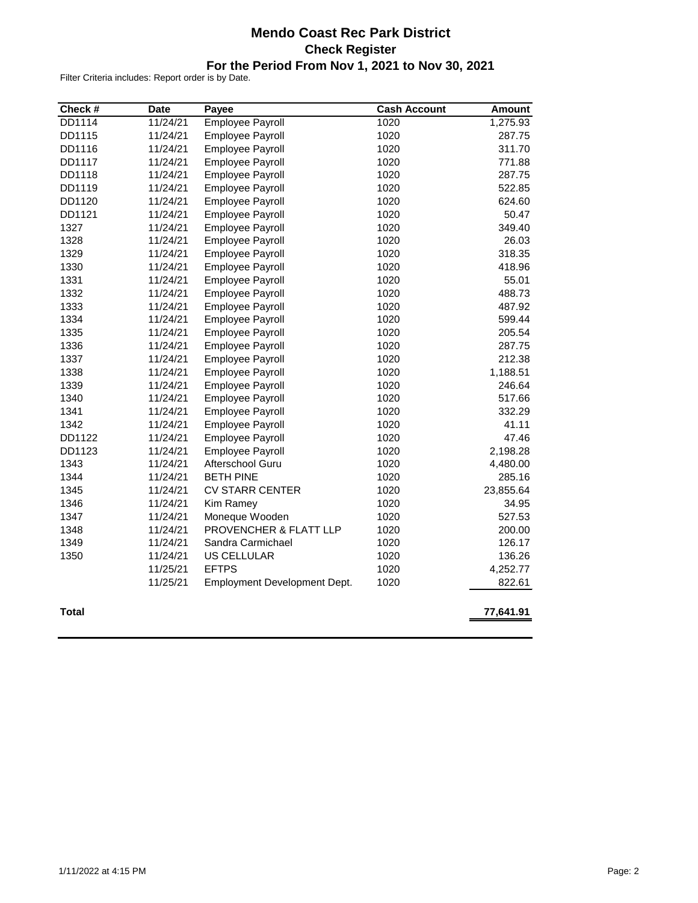# Mendo Coast Rec Park District

## Check Register

### For the Period From Nov 1, 2021 to Nov 30, 2021

Filter Criteria includes: Report order is by Date.

| Check # | Date | Payee | Cash Account | Amount |
|---|---|---|---|---|
| DD1114 | 11/24/21 | Employee Payroll | 1020 | 1,275.93 |
| DD1115 | 11/24/21 | Employee Payroll | 1020 | 287.75 |
| DD1116 | 11/24/21 | Employee Payroll | 1020 | 311.70 |
| DD1117 | 11/24/21 | Employee Payroll | 1020 | 771.88 |
| DD1118 | 11/24/21 | Employee Payroll | 1020 | 287.75 |
| DD1119 | 11/24/21 | Employee Payroll | 1020 | 522.85 |
| DD1120 | 11/24/21 | Employee Payroll | 1020 | 624.60 |
| DD1121 | 11/24/21 | Employee Payroll | 1020 | 50.47 |
| 1327 | 11/24/21 | Employee Payroll | 1020 | 349.40 |
| 1328 | 11/24/21 | Employee Payroll | 1020 | 26.03 |
| 1329 | 11/24/21 | Employee Payroll | 1020 | 318.35 |
| 1330 | 11/24/21 | Employee Payroll | 1020 | 418.96 |
| 1331 | 11/24/21 | Employee Payroll | 1020 | 55.01 |
| 1332 | 11/24/21 | Employee Payroll | 1020 | 488.73 |
| 1333 | 11/24/21 | Employee Payroll | 1020 | 487.92 |
| 1334 | 11/24/21 | Employee Payroll | 1020 | 599.44 |
| 1335 | 11/24/21 | Employee Payroll | 1020 | 205.54 |
| 1336 | 11/24/21 | Employee Payroll | 1020 | 287.75 |
| 1337 | 11/24/21 | Employee Payroll | 1020 | 212.38 |
| 1338 | 11/24/21 | Employee Payroll | 1020 | 1,188.51 |
| 1339 | 11/24/21 | Employee Payroll | 1020 | 246.64 |
| 1340 | 11/24/21 | Employee Payroll | 1020 | 517.66 |
| 1341 | 11/24/21 | Employee Payroll | 1020 | 332.29 |
| 1342 | 11/24/21 | Employee Payroll | 1020 | 41.11 |
| DD1122 | 11/24/21 | Employee Payroll | 1020 | 47.46 |
| DD1123 | 11/24/21 | Employee Payroll | 1020 | 2,198.28 |
| 1343 | 11/24/21 | Afterschool Guru | 1020 | 4,480.00 |
| 1344 | 11/24/21 | BETH PINE | 1020 | 285.16 |
| 1345 | 11/24/21 | CV STARR CENTER | 1020 | 23,855.64 |
| 1346 | 11/24/21 | Kim Ramey | 1020 | 34.95 |
| 1347 | 11/24/21 | Moneque Wooden | 1020 | 527.53 |
| 1348 | 11/24/21 | PROVENCHER & FLATT LLP | 1020 | 200.00 |
| 1349 | 11/24/21 | Sandra Carmichael | 1020 | 126.17 |
| 1350 | 11/24/21 | US CELLULAR | 1020 | 136.26 |
| | 11/25/21 | EFTPS | 1020 | 4,252.77 |
| | 11/25/21 | Employment Development Dept. | 1020 | 822.61 |
| **Total** | | | | **77,641.91** |

1/11/2022 at 4:15 PM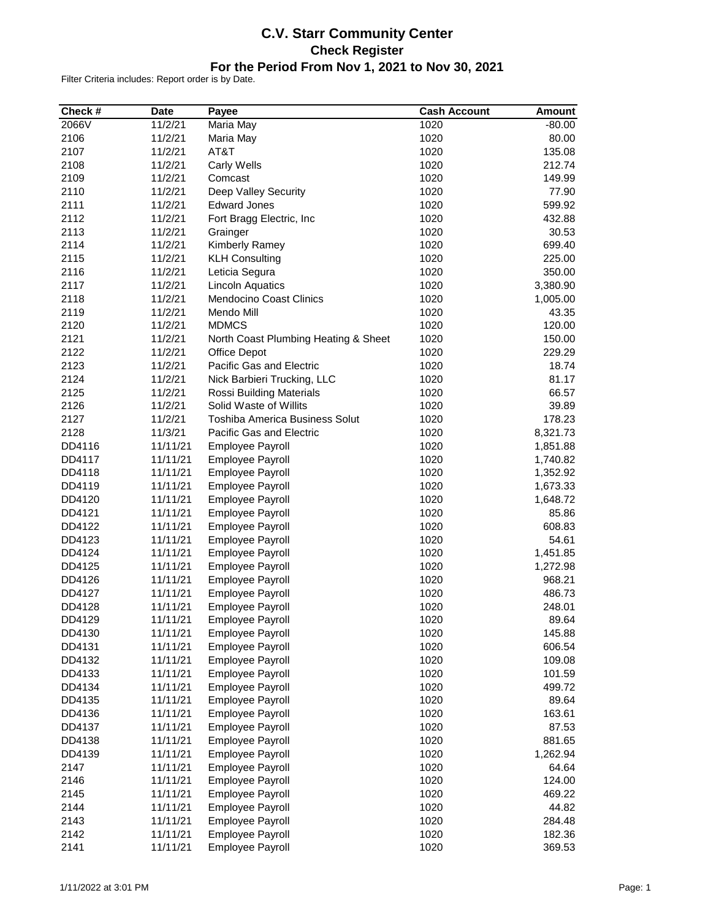# C.V. Starr Community Center

## Check Register

### For the Period From Nov 1, 2021 to Nov 30, 2021

Filter Criteria includes: Report order is by Date.

| Check # | Date | Payee | Cash Account | Amount |
|---|---|---|---|---|
| 2066V | 11/2/21 | Maria May | 1020 | -80.00 |
| 2106 | 11/2/21 | Maria May | 1020 | 80.00 |
| 2107 | 11/2/21 | AT&T | 1020 | 135.08 |
| 2108 | 11/2/21 | Carly Wells | 1020 | 212.74 |
| 2109 | 11/2/21 | Comcast | 1020 | 149.99 |
| 2110 | 11/2/21 | Deep Valley Security | 1020 | 77.90 |
| 2111 | 11/2/21 | Edward Jones | 1020 | 599.92 |
| 2112 | 11/2/21 | Fort Bragg Electric, Inc | 1020 | 432.88 |
| 2113 | 11/2/21 | Grainger | 1020 | 30.53 |
| 2114 | 11/2/21 | Kimberly Ramey | 1020 | 699.40 |
| 2115 | 11/2/21 | KLH Consulting | 1020 | 225.00 |
| 2116 | 11/2/21 | Leticia Segura | 1020 | 350.00 |
| 2117 | 11/2/21 | Lincoln Aquatics | 1020 | 3,380.90 |
| 2118 | 11/2/21 | Mendocino Coast Clinics | 1020 | 1,005.00 |
| 2119 | 11/2/21 | Mendo Mill | 1020 | 43.35 |
| 2120 | 11/2/21 | MDMCS | 1020 | 120.00 |
| 2121 | 11/2/21 | North Coast Plumbing Heating & Sheet | 1020 | 150.00 |
| 2122 | 11/2/21 | Office Depot | 1020 | 229.29 |
| 2123 | 11/2/21 | Pacific Gas and Electric | 1020 | 18.74 |
| 2124 | 11/2/21 | Nick Barbieri Trucking, LLC | 1020 | 81.17 |
| 2125 | 11/2/21 | Rossi Building Materials | 1020 | 66.57 |
| 2126 | 11/2/21 | Solid Waste of Willits | 1020 | 39.89 |
| 2127 | 11/2/21 | Toshiba America Business Solut | 1020 | 178.23 |
| 2128 | 11/3/21 | Pacific Gas and Electric | 1020 | 8,321.73 |
| DD4116 | 11/11/21 | Employee Payroll | 1020 | 1,851.88 |
| DD4117 | 11/11/21 | Employee Payroll | 1020 | 1,740.82 |
| DD4118 | 11/11/21 | Employee Payroll | 1020 | 1,352.92 |
| DD4119 | 11/11/21 | Employee Payroll | 1020 | 1,673.33 |
| DD4120 | 11/11/21 | Employee Payroll | 1020 | 1,648.72 |
| DD4121 | 11/11/21 | Employee Payroll | 1020 | 85.86 |
| DD4122 | 11/11/21 | Employee Payroll | 1020 | 608.83 |
| DD4123 | 11/11/21 | Employee Payroll | 1020 | 54.61 |
| DD4124 | 11/11/21 | Employee Payroll | 1020 | 1,451.85 |
| DD4125 | 11/11/21 | Employee Payroll | 1020 | 1,272.98 |
| DD4126 | 11/11/21 | Employee Payroll | 1020 | 968.21 |
| DD4127 | 11/11/21 | Employee Payroll | 1020 | 486.73 |
| DD4128 | 11/11/21 | Employee Payroll | 1020 | 248.01 |
| DD4129 | 11/11/21 | Employee Payroll | 1020 | 89.64 |
| DD4130 | 11/11/21 | Employee Payroll | 1020 | 145.88 |
| DD4131 | 11/11/21 | Employee Payroll | 1020 | 606.54 |
| DD4132 | 11/11/21 | Employee Payroll | 1020 | 109.08 |
| DD4133 | 11/11/21 | Employee Payroll | 1020 | 101.59 |
| DD4134 | 11/11/21 | Employee Payroll | 1020 | 499.72 |
| DD4135 | 11/11/21 | Employee Payroll | 1020 | 89.64 |
| DD4136 | 11/11/21 | Employee Payroll | 1020 | 163.61 |
| DD4137 | 11/11/21 | Employee Payroll | 1020 | 87.53 |
| DD4138 | 11/11/21 | Employee Payroll | 1020 | 881.65 |
| DD4139 | 11/11/21 | Employee Payroll | 1020 | 1,262.94 |
| 2147 | 11/11/21 | Employee Payroll | 1020 | 64.64 |
| 2146 | 11/11/21 | Employee Payroll | 1020 | 124.00 |
| 2145 | 11/11/21 | Employee Payroll | 1020 | 469.22 |
| 2144 | 11/11/21 | Employee Payroll | 1020 | 44.82 |
| 2143 | 11/11/21 | Employee Payroll | 1020 | 284.48 |
| 2142 | 11/11/21 | Employee Payroll | 1020 | 182.36 |
| 2141 | 11/11/21 | Employee Payroll | 1020 | 369.53 |

1/11/2022 at 3:01 PM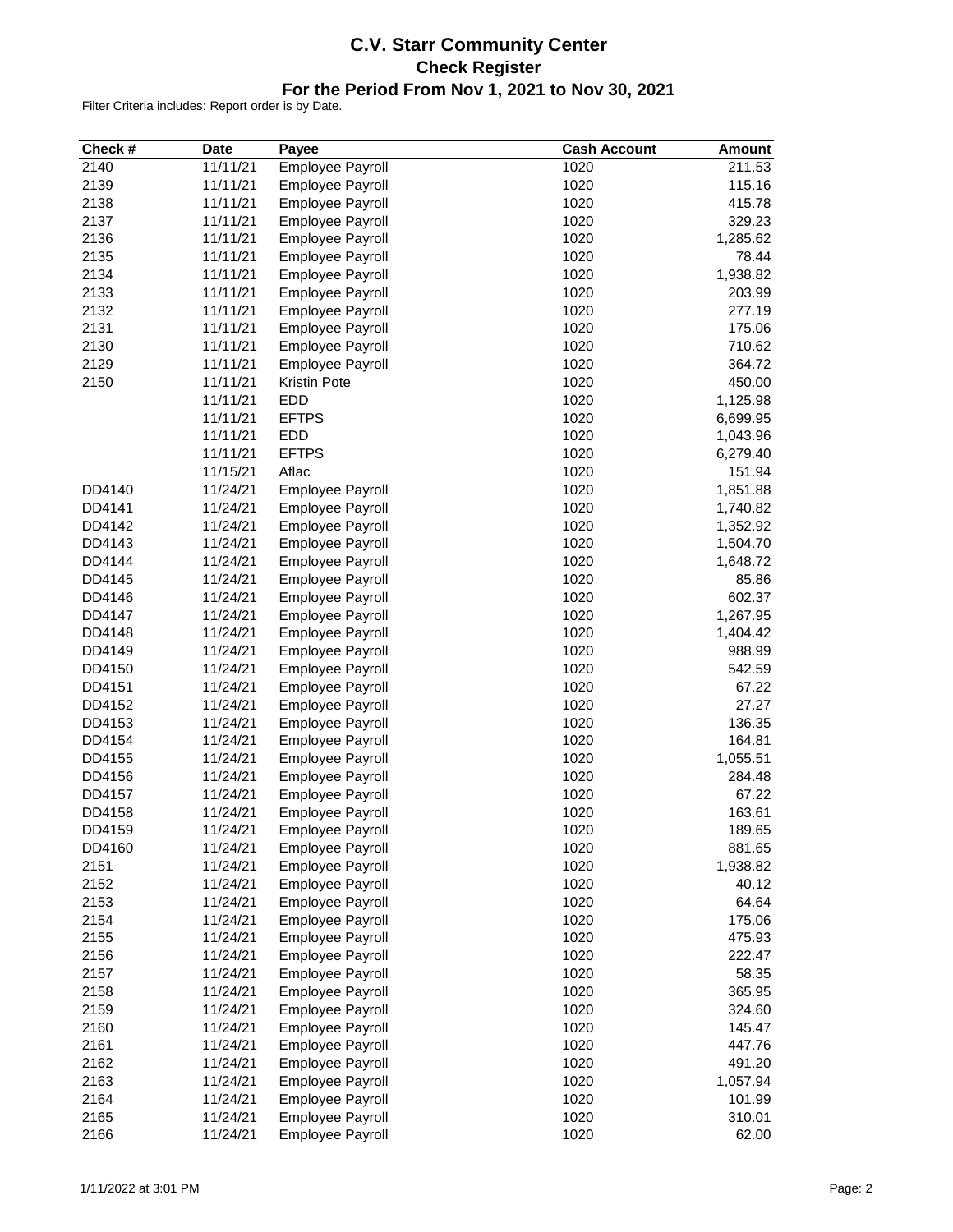# C.V. Starr Community Center

## Check Register

### For the Period From Nov 1, 2021 to Nov 30, 2021

Filter Criteria includes: Report order is by Date.

| Check # | Date | Payee | Cash Account | Amount |
|---|---|---|---|---|
| 2140 | 11/11/21 | Employee Payroll | 1020 | 211.53 |
| 2139 | 11/11/21 | Employee Payroll | 1020 | 115.16 |
| 2138 | 11/11/21 | Employee Payroll | 1020 | 415.78 |
| 2137 | 11/11/21 | Employee Payroll | 1020 | 329.23 |
| 2136 | 11/11/21 | Employee Payroll | 1020 | 1,285.62 |
| 2135 | 11/11/21 | Employee Payroll | 1020 | 78.44 |
| 2134 | 11/11/21 | Employee Payroll | 1020 | 1,938.82 |
| 2133 | 11/11/21 | Employee Payroll | 1020 | 203.99 |
| 2132 | 11/11/21 | Employee Payroll | 1020 | 277.19 |
| 2131 | 11/11/21 | Employee Payroll | 1020 | 175.06 |
| 2130 | 11/11/21 | Employee Payroll | 1020 | 710.62 |
| 2129 | 11/11/21 | Employee Payroll | 1020 | 364.72 |
| 2150 | 11/11/21 | Kristin Pote | 1020 | 450.00 |
| | 11/11/21 | EDD | 1020 | 1,125.98 |
| | 11/11/21 | EFTPS | 1020 | 6,699.95 |
| | 11/11/21 | EDD | 1020 | 1,043.96 |
| | 11/11/21 | EFTPS | 1020 | 6,279.40 |
| | 11/15/21 | Aflac | 1020 | 151.94 |
| DD4140 | 11/24/21 | Employee Payroll | 1020 | 1,851.88 |
| DD4141 | 11/24/21 | Employee Payroll | 1020 | 1,740.82 |
| DD4142 | 11/24/21 | Employee Payroll | 1020 | 1,352.92 |
| DD4143 | 11/24/21 | Employee Payroll | 1020 | 1,504.70 |
| DD4144 | 11/24/21 | Employee Payroll | 1020 | 1,648.72 |
| DD4145 | 11/24/21 | Employee Payroll | 1020 | 85.86 |
| DD4146 | 11/24/21 | Employee Payroll | 1020 | 602.37 |
| DD4147 | 11/24/21 | Employee Payroll | 1020 | 1,267.95 |
| DD4148 | 11/24/21 | Employee Payroll | 1020 | 1,404.42 |
| DD4149 | 11/24/21 | Employee Payroll | 1020 | 988.99 |
| DD4150 | 11/24/21 | Employee Payroll | 1020 | 542.59 |
| DD4151 | 11/24/21 | Employee Payroll | 1020 | 67.22 |
| DD4152 | 11/24/21 | Employee Payroll | 1020 | 27.27 |
| DD4153 | 11/24/21 | Employee Payroll | 1020 | 136.35 |
| DD4154 | 11/24/21 | Employee Payroll | 1020 | 164.81 |
| DD4155 | 11/24/21 | Employee Payroll | 1020 | 1,055.51 |
| DD4156 | 11/24/21 | Employee Payroll | 1020 | 284.48 |
| DD4157 | 11/24/21 | Employee Payroll | 1020 | 67.22 |
| DD4158 | 11/24/21 | Employee Payroll | 1020 | 163.61 |
| DD4159 | 11/24/21 | Employee Payroll | 1020 | 189.65 |
| DD4160 | 11/24/21 | Employee Payroll | 1020 | 881.65 |
| 2151 | 11/24/21 | Employee Payroll | 1020 | 1,938.82 |
| 2152 | 11/24/21 | Employee Payroll | 1020 | 40.12 |
| 2153 | 11/24/21 | Employee Payroll | 1020 | 64.64 |
| 2154 | 11/24/21 | Employee Payroll | 1020 | 175.06 |
| 2155 | 11/24/21 | Employee Payroll | 1020 | 475.93 |
| 2156 | 11/24/21 | Employee Payroll | 1020 | 222.47 |
| 2157 | 11/24/21 | Employee Payroll | 1020 | 58.35 |
| 2158 | 11/24/21 | Employee Payroll | 1020 | 365.95 |
| 2159 | 11/24/21 | Employee Payroll | 1020 | 324.60 |
| 2160 | 11/24/21 | Employee Payroll | 1020 | 145.47 |
| 2161 | 11/24/21 | Employee Payroll | 1020 | 447.76 |
| 2162 | 11/24/21 | Employee Payroll | 1020 | 491.20 |
| 2163 | 11/24/21 | Employee Payroll | 1020 | 1,057.94 |
| 2164 | 11/24/21 | Employee Payroll | 1020 | 101.99 |
| 2165 | 11/24/21 | Employee Payroll | 1020 | 310.01 |
| 2166 | 11/24/21 | Employee Payroll | 1020 | 62.00 |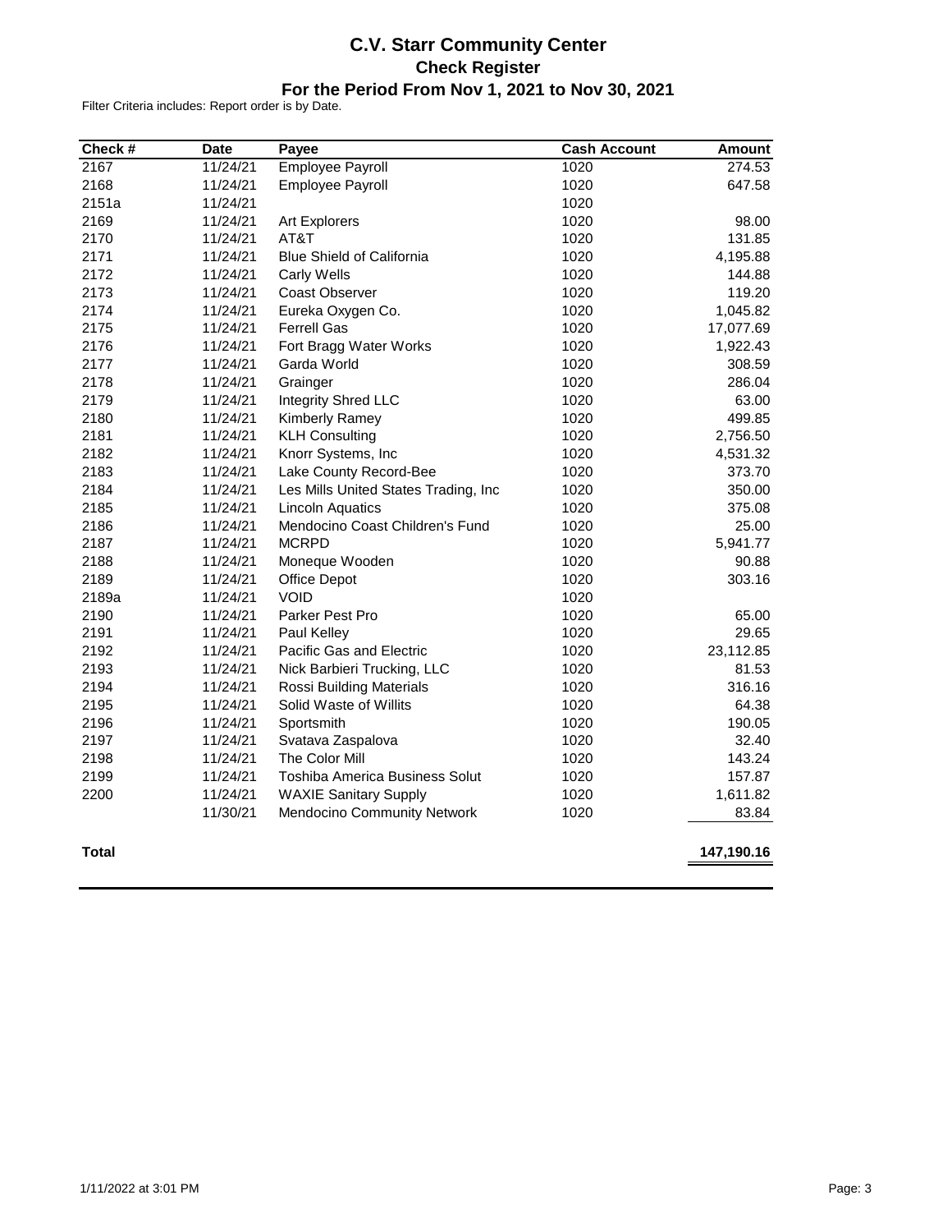# C.V. Starr Community Center

## Check Register

### For the Period From Nov 1, 2021 to Nov 30, 2021

Filter Criteria includes: Report order is by Date.

| Check # | Date | Payee | Cash Account | Amount |
|---|---|---|---|---|
| 2167 | 11/24/21 | Employee Payroll | 1020 | 274.53 |
| 2168 | 11/24/21 | Employee Payroll | 1020 | 647.58 |
| 2151a | 11/24/21 | | 1020 | |
| 2169 | 11/24/21 | Art Explorers | 1020 | 98.00 |
| 2170 | 11/24/21 | AT&T | 1020 | 131.85 |
| 2171 | 11/24/21 | Blue Shield of California | 1020 | 4,195.88 |
| 2172 | 11/24/21 | Carly Wells | 1020 | 144.88 |
| 2173 | 11/24/21 | Coast Observer | 1020 | 119.20 |
| 2174 | 11/24/21 | Eureka Oxygen Co. | 1020 | 1,045.82 |
| 2175 | 11/24/21 | Ferrell Gas | 1020 | 17,077.69 |
| 2176 | 11/24/21 | Fort Bragg Water Works | 1020 | 1,922.43 |
| 2177 | 11/24/21 | Garda World | 1020 | 308.59 |
| 2178 | 11/24/21 | Grainger | 1020 | 286.04 |
| 2179 | 11/24/21 | Integrity Shred LLC | 1020 | 63.00 |
| 2180 | 11/24/21 | Kimberly Ramey | 1020 | 499.85 |
| 2181 | 11/24/21 | KLH Consulting | 1020 | 2,756.50 |
| 2182 | 11/24/21 | Knorr Systems, Inc | 1020 | 4,531.32 |
| 2183 | 11/24/21 | Lake County Record-Bee | 1020 | 373.70 |
| 2184 | 11/24/21 | Les Mills United States Trading, Inc | 1020 | 350.00 |
| 2185 | 11/24/21 | Lincoln Aquatics | 1020 | 375.08 |
| 2186 | 11/24/21 | Mendocino Coast Children's Fund | 1020 | 25.00 |
| 2187 | 11/24/21 | MCRPD | 1020 | 5,941.77 |
| 2188 | 11/24/21 | Moneque Wooden | 1020 | 90.88 |
| 2189 | 11/24/21 | Office Depot | 1020 | 303.16 |
| 2189a | 11/24/21 | VOID | 1020 | |
| 2190 | 11/24/21 | Parker Pest Pro | 1020 | 65.00 |
| 2191 | 11/24/21 | Paul Kelley | 1020 | 29.65 |
| 2192 | 11/24/21 | Pacific Gas and Electric | 1020 | 23,112.85 |
| 2193 | 11/24/21 | Nick Barbieri Trucking, LLC | 1020 | 81.53 |
| 2194 | 11/24/21 | Rossi Building Materials | 1020 | 316.16 |
| 2195 | 11/24/21 | Solid Waste of Willits | 1020 | 64.38 |
| 2196 | 11/24/21 | Sportsmith | 1020 | 190.05 |
| 2197 | 11/24/21 | Svatava Zaspalova | 1020 | 32.40 |
| 2198 | 11/24/21 | The Color Mill | 1020 | 143.24 |
| 2199 | 11/24/21 | Toshiba America Business Solut | 1020 | 157.87 |
| 2200 | 11/24/21 | WAXIE Sanitary Supply | 1020 | 1,611.82 |
| | 11/30/21 | Mendocino Community Network | 1020 | 83.84 |
| **Total** | | | | **147,190.16** |